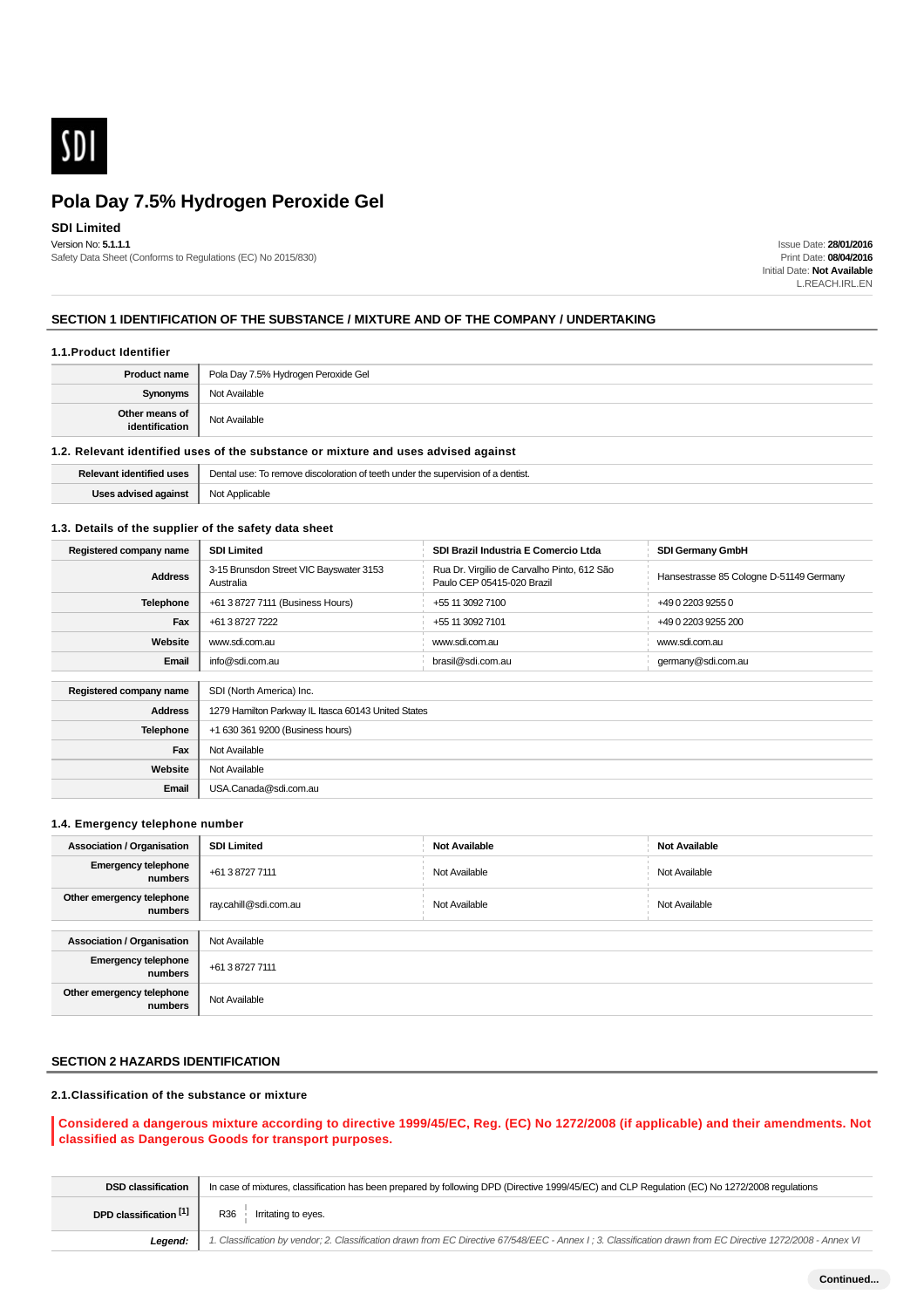SDI

# Pola Day 7.5% Hydrogen Peroxide Gel

**SDI Limited**

Version No: **5.1.1.1**
Safety Data Sheet (Conforms to Regulations (EC) No 2015/830)

Issue Date: **28/01/2016**
Print Date: **08/04/2016**
Initial Date: **Not Available**
L.REACH.IRL.EN

## SECTION 1 IDENTIFICATION OF THE SUBSTANCE / MIXTURE AND OF THE COMPANY / UNDERTAKING

### 1.1.Product Identifier

| | |
|---|---|
| **Product name** | Pola Day 7.5% Hydrogen Peroxide Gel |
| **Synonyms** | Not Available |
| **Other means of identification** | Not Available |

### 1.2. Relevant identified uses of the substance or mixture and uses advised against

| | |
|---|---|
| **Relevant identified uses** | Dental use: To remove discoloration of teeth under the supervision of a dentist. |
| **Uses advised against** | Not Applicable |

### 1.3. Details of the supplier of the safety data sheet

| **Registered company name** | **SDI Limited** | **SDI Brazil Industria E Comercio Ltda** | **SDI Germany GmbH** |
|---|---|---|---|
| **Address** | 3-15 Brunsdon Street VIC Bayswater 3153 Australia | Rua Dr. Virgilio de Carvalho Pinto, 612 São Paulo CEP 05415-020 Brazil | Hansestrasse 85 Cologne D-51149 Germany |
| **Telephone** | +61 3 8727 7111 (Business Hours) | +55 11 3092 7100 | +49 0 2203 9255 0 |
| **Fax** | +61 3 8727 7222 | +55 11 3092 7101 | +49 0 2203 9255 200 |
| **Website** | www.sdi.com.au | www.sdi.com.au | www.sdi.com.au |
| **Email** | info@sdi.com.au | brasil@sdi.com.au | germany@sdi.com.au |

| **Registered company name** | SDI (North America) Inc. |
|---|---|
| **Address** | 1279 Hamilton Parkway IL Itasca 60143 United States |
| **Telephone** | +1 630 361 9200 (Business hours) |
| **Fax** | Not Available |
| **Website** | Not Available |
| **Email** | USA.Canada@sdi.com.au |

### 1.4. Emergency telephone number

| **Association / Organisation** | **SDI Limited** | **Not Available** | **Not Available** |
|---|---|---|---|
| **Emergency telephone numbers** | +61 3 8727 7111 | Not Available | Not Available |
| **Other emergency telephone numbers** | ray.cahill@sdi.com.au | Not Available | Not Available |

| **Association / Organisation** | Not Available |
|---|---|
| **Emergency telephone numbers** | +61 3 8727 7111 |
| **Other emergency telephone numbers** | Not Available |

## SECTION 2 HAZARDS IDENTIFICATION

### 2.1.Classification of the substance or mixture

**Considered a dangerous mixture according to directive 1999/45/EC, Reg. (EC) No 1272/2008 (if applicable) and their amendments. Not classified as Dangerous Goods for transport purposes.**

| | |
|---|---|
| **DSD classification** | In case of mixtures, classification has been prepared by following DPD (Directive 1999/45/EC) and CLP Regulation (EC) No 1272/2008 regulations |
| **DPD classification [1]** | R36 Irritating to eyes. |
| ***Legend:*** | *1. Classification by vendor; 2. Classification drawn from EC Directive 67/548/EEC - Annex I ; 3. Classification drawn from EC Directive 1272/2008 - Annex VI* |

**Continued...**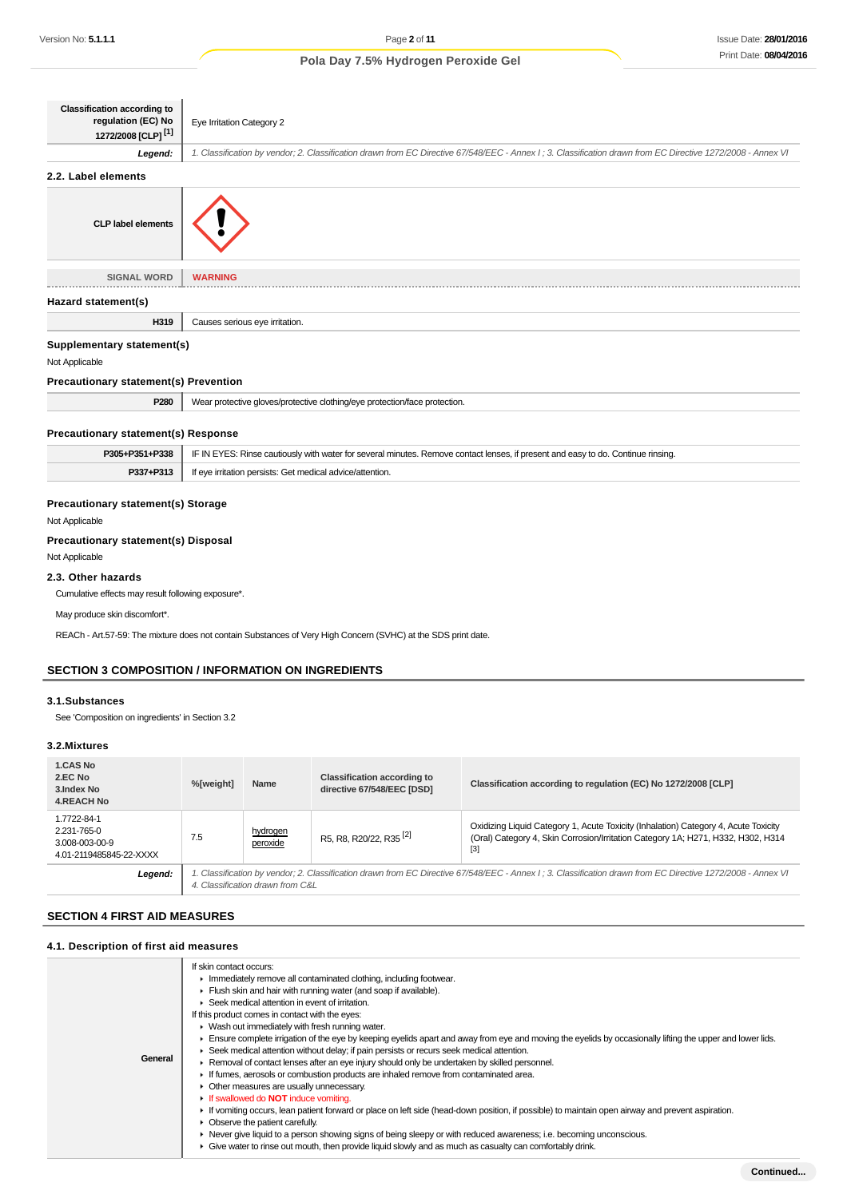| Classification according to regulation (EC) No 1272/2008 [CLP] [1] | Eye Irritation Category 2 |
|---|---|
| ***Legend:*** | *1. Classification by vendor; 2. Classification drawn from EC Directive 67/548/EEC - Annex I ; 3. Classification drawn from EC Directive 1272/2008 - Annex VI* |

### 2.2. Label elements

| CLP label elements | |
|---|---|
| SIGNAL WORD | **WARNING** |

### Hazard statement(s)

| H319 | Causes serious eye irritation. |
|---|---|

### Supplementary statement(s)

Not Applicable

### Precautionary statement(s) Prevention

| P280 | Wear protective gloves/protective clothing/eye protection/face protection. |
|---|---|

### Precautionary statement(s) Response

| P305+P351+P338 | IF IN EYES: Rinse cautiously with water for several minutes. Remove contact lenses, if present and easy to do. Continue rinsing. |
|---|---|
| P337+P313 | If eye irritation persists: Get medical advice/attention. |

### Precautionary statement(s) Storage

Not Applicable

### Precautionary statement(s) Disposal

Not Applicable

### 2.3. Other hazards

Cumulative effects may result following exposure*.

May produce skin discomfort*.

REACh - Art.57-59: The mixture does not contain Substances of Very High Concern (SVHC) at the SDS print date.

## SECTION 3 COMPOSITION / INFORMATION ON INGREDIENTS

### 3.1.Substances

See 'Composition on ingredients' in Section 3.2

### 3.2.Mixtures

| 1.CAS No<br>2.EC No<br>3.Index No<br>4.REACH No | %[weight] | Name | Classification according to directive 67/548/EEC [DSD] | Classification according to regulation (EC) No 1272/2008 [CLP] |
|---|---|---|---|---|
| 1.7722-84-1<br>2.231-765-0<br>3.008-003-00-9<br>4.01-2119485845-22-XXXX | 7.5 | hydrogen peroxide | R5, R8, R20/22, R35 [2] | Oxidizing Liquid Category 1, Acute Toxicity (Inhalation) Category 4, Acute Toxicity (Oral) Category 4, Skin Corrosion/Irritation Category 1A; H271, H332, H302, H314 [3] |
| ***Legend:*** | *1. Classification by vendor; 2. Classification drawn from EC Directive 67/548/EEC - Annex I ; 3. Classification drawn from EC Directive 1272/2008 - Annex VI 4. Classification drawn from C&L* | | | |

## SECTION 4 FIRST AID MEASURES

### 4.1. Description of first aid measures

| General | If skin contact occurs:<br>▸ Immediately remove all contaminated clothing, including footwear.<br>▸ Flush skin and hair with running water (and soap if available).<br>▸ Seek medical attention in event of irritation.<br>If this product comes in contact with the eyes:<br>▸ Wash out immediately with fresh running water.<br>▸ Ensure complete irrigation of the eye by keeping eyelids apart and away from eye and moving the eyelids by occasionally lifting the upper and lower lids.<br>▸ Seek medical attention without delay; if pain persists or recurs seek medical attention.<br>▸ Removal of contact lenses after an eye injury should only be undertaken by skilled personnel.<br>▸ If fumes, aerosols or combustion products are inhaled remove from contaminated area.<br>▸ Other measures are usually unnecessary.<br>▸ If swallowed do **NOT** induce vomiting.<br>▸ If vomiting occurs, lean patient forward or place on left side (head-down position, if possible) to maintain open airway and prevent aspiration.<br>▸ Observe the patient carefully.<br>▸ Never give liquid to a person showing signs of being sleepy or with reduced awareness; i.e. becoming unconscious.<br>▸ Give water to rinse out mouth, then provide liquid slowly and as much as casualty can comfortably drink. |
|---|---|

Continued...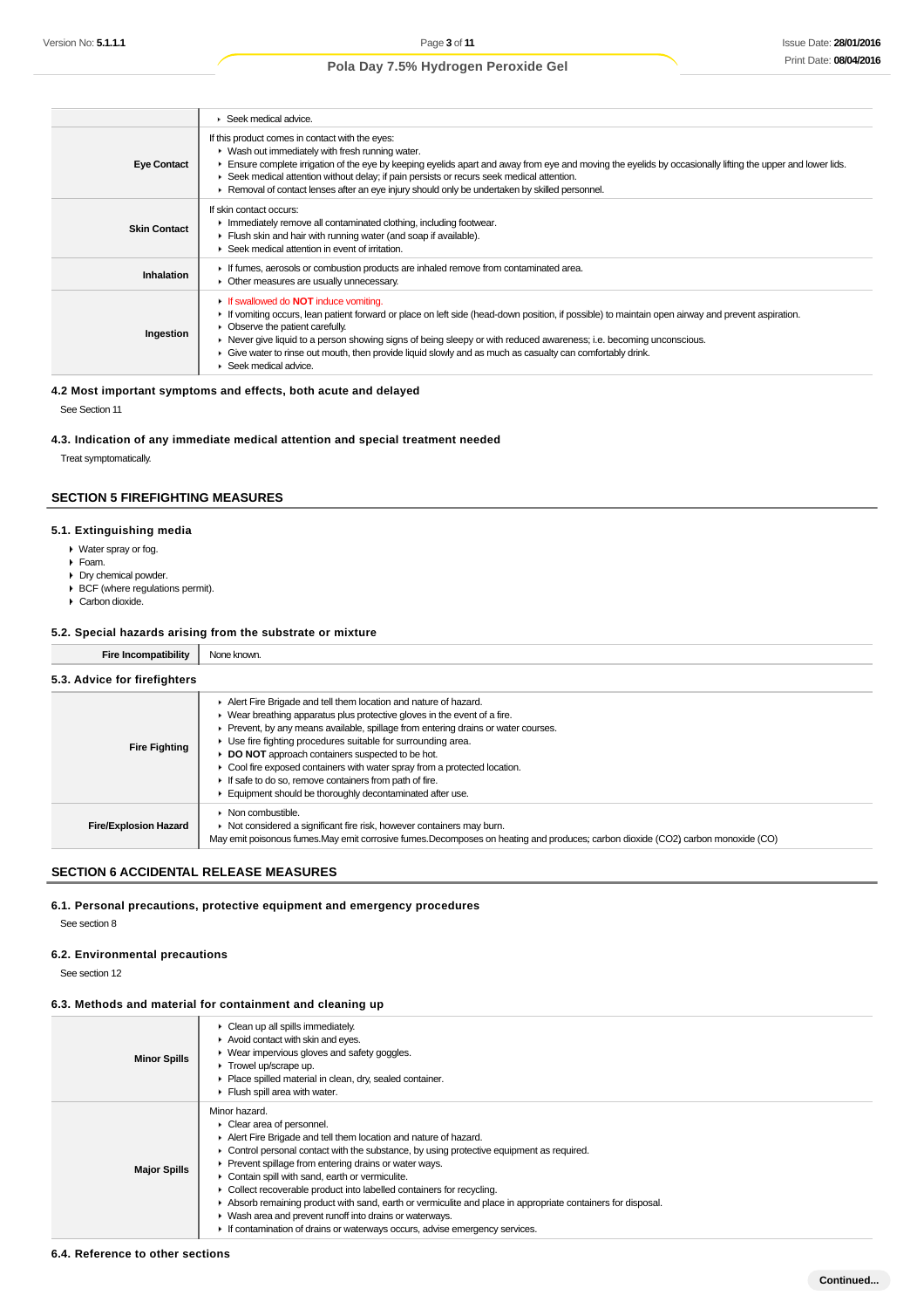|  |  |
|---|---|
|  | Seek medical advice. |
| **Eye Contact** | If this product comes in contact with the eyes:<br>▸ Wash out immediately with fresh running water.<br>▸ Ensure complete irrigation of the eye by keeping eyelids apart and away from eye and moving the eyelids by occasionally lifting the upper and lower lids.<br>▸ Seek medical attention without delay; if pain persists or recurs seek medical attention.<br>▸ Removal of contact lenses after an eye injury should only be undertaken by skilled personnel. |
| **Skin Contact** | If skin contact occurs:<br>▸ Immediately remove all contaminated clothing, including footwear.<br>▸ Flush skin and hair with running water (and soap if available).<br>▸ Seek medical attention in event of irritation. |
| **Inhalation** | ▸ If fumes, aerosols or combustion products are inhaled remove from contaminated area.<br>▸ Other measures are usually unnecessary. |
| **Ingestion** | ▸ If swallowed do **NOT** induce vomiting.<br>▸ If vomiting occurs, lean patient forward or place on left side (head-down position, if possible) to maintain open airway and prevent aspiration.<br>▸ Observe the patient carefully.<br>▸ Never give liquid to a person showing signs of being sleepy or with reduced awareness; i.e. becoming unconscious.<br>▸ Give water to rinse out mouth, then provide liquid slowly and as much as casualty can comfortably drink.<br>▸ Seek medical advice. |

### 4.2 Most important symptoms and effects, both acute and delayed

See Section 11

### 4.3. Indication of any immediate medical attention and special treatment needed

Treat symptomatically.

## SECTION 5 FIREFIGHTING MEASURES

### 5.1. Extinguishing media

- Water spray or fog.
- Foam.
- Dry chemical powder.
- BCF (where regulations permit).
- Carbon dioxide.

### 5.2. Special hazards arising from the substrate or mixture

|  |  |
|---|---|
| **Fire Incompatibility** | None known. |

### 5.3. Advice for firefighters

|  |  |
|---|---|
| **Fire Fighting** | ▸ Alert Fire Brigade and tell them location and nature of hazard.<br>▸ Wear breathing apparatus plus protective gloves in the event of a fire.<br>▸ Prevent, by any means available, spillage from entering drains or water courses.<br>▸ Use fire fighting procedures suitable for surrounding area.<br>▸ **DO NOT** approach containers suspected to be hot.<br>▸ Cool fire exposed containers with water spray from a protected location.<br>▸ If safe to do so, remove containers from path of fire.<br>▸ Equipment should be thoroughly decontaminated after use. |
| **Fire/Explosion Hazard** | ▸ Non combustible.<br>▸ Not considered a significant fire risk, however containers may burn.<br>May emit poisonous fumes.May emit corrosive fumes.Decomposes on heating and produces; carbon dioxide ($CO_2$) carbon monoxide (CO) |

## SECTION 6 ACCIDENTAL RELEASE MEASURES

### 6.1. Personal precautions, protective equipment and emergency procedures

See section 8

### 6.2. Environmental precautions

See section 12

### 6.3. Methods and material for containment and cleaning up

|  |  |
|---|---|
| **Minor Spills** | ▸ Clean up all spills immediately.<br>▸ Avoid contact with skin and eyes.<br>▸ Wear impervious gloves and safety goggles.<br>▸ Trowel up/scrape up.<br>▸ Place spilled material in clean, dry, sealed container.<br>▸ Flush spill area with water. |
| **Major Spills** | Minor hazard.<br>▸ Clear area of personnel.<br>▸ Alert Fire Brigade and tell them location and nature of hazard.<br>▸ Control personal contact with the substance, by using protective equipment as required.<br>▸ Prevent spillage from entering drains or water ways.<br>▸ Contain spill with sand, earth or vermiculite.<br>▸ Collect recoverable product into labelled containers for recycling.<br>▸ Absorb remaining product with sand, earth or vermiculite and place in appropriate containers for disposal.<br>▸ Wash area and prevent runoff into drains or waterways.<br>▸ If contamination of drains or waterways occurs, advise emergency services. |

### 6.4. Reference to other sections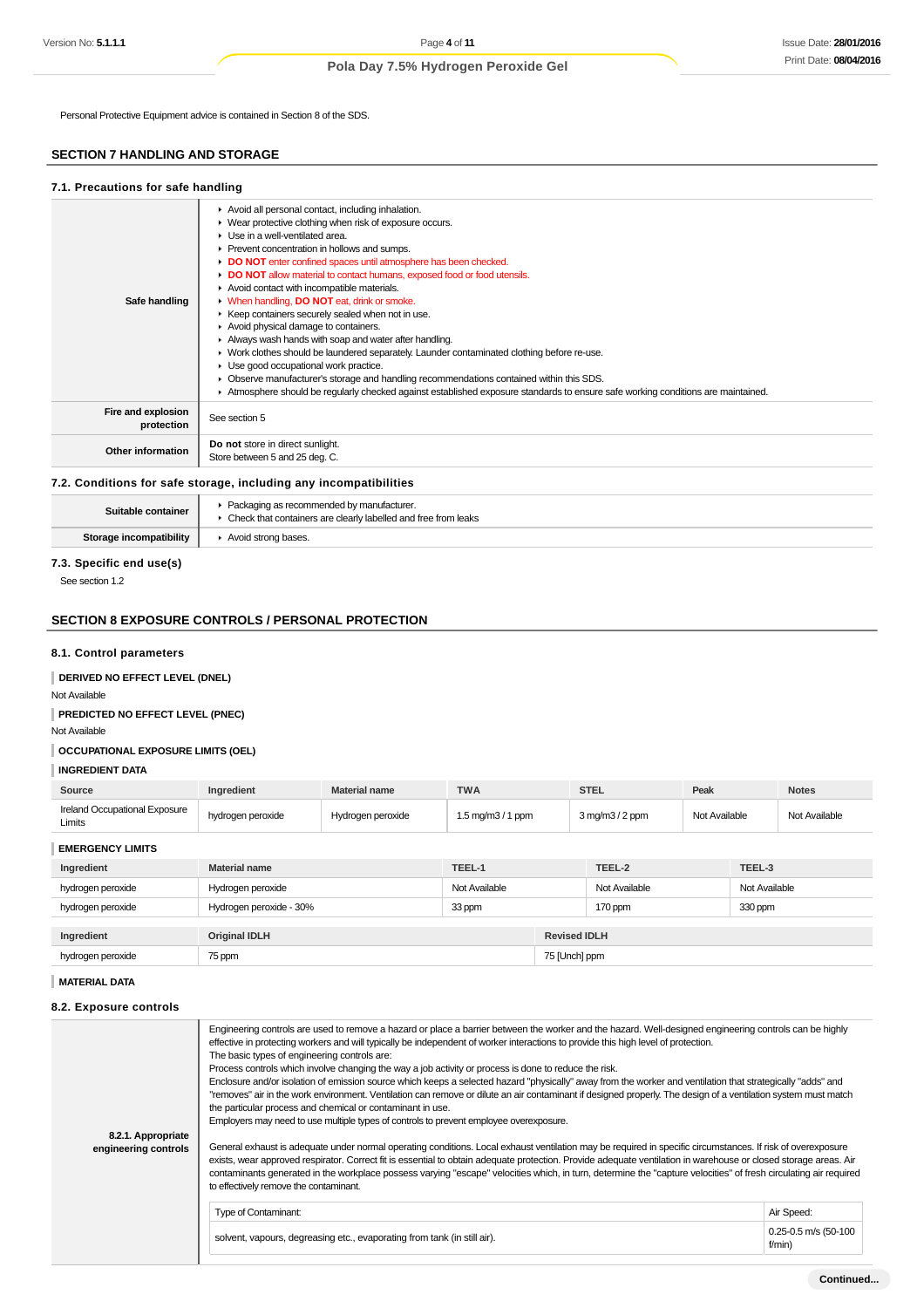Personal Protective Equipment advice is contained in Section 8 of the SDS.

## SECTION 7 HANDLING AND STORAGE

### 7.1. Precautions for safe handling

| | |
|---|---|
| **Safe handling** | ▸ Avoid all personal contact, including inhalation.<br>▸ Wear protective clothing when risk of exposure occurs.<br>▸ Use in a well-ventilated area.<br>▸ Prevent concentration in hollows and sumps.<br>▸ **DO NOT** enter confined spaces until atmosphere has been checked.<br>▸ **DO NOT** allow material to contact humans, exposed food or food utensils.<br>▸ Avoid contact with incompatible materials.<br>▸ When handling, **DO NOT** eat, drink or smoke.<br>▸ Keep containers securely sealed when not in use.<br>▸ Avoid physical damage to containers.<br>▸ Always wash hands with soap and water after handling.<br>▸ Work clothes should be laundered separately. Launder contaminated clothing before re-use.<br>▸ Use good occupational work practice.<br>▸ Observe manufacturer's storage and handling recommendations contained within this SDS.<br>▸ Atmosphere should be regularly checked against established exposure standards to ensure safe working conditions are maintained. |
| **Fire and explosion protection** | See section 5 |
| **Other information** | **Do not** store in direct sunlight.<br>Store between 5 and 25 deg. C. |

### 7.2. Conditions for safe storage, including any incompatibilities

| | |
|---|---|
| **Suitable container** | ▸ Packaging as recommended by manufacturer.<br>▸ Check that containers are clearly labelled and free from leaks |
| **Storage incompatibility** | ▸ Avoid strong bases. |

### 7.3. Specific end use(s)

See section 1.2

## SECTION 8 EXPOSURE CONTROLS / PERSONAL PROTECTION

### 8.1. Control parameters

**DERIVED NO EFFECT LEVEL (DNEL)**

Not Available

**PREDICTED NO EFFECT LEVEL (PNEC)**

Not Available

**OCCUPATIONAL EXPOSURE LIMITS (OEL)**

**INGREDIENT DATA**

| Source | Ingredient | Material name | TWA | STEL | Peak | Notes |
|---|---|---|---|---|---|---|
| Ireland Occupational Exposure Limits | hydrogen peroxide | Hydrogen peroxide | 1.5 mg/m3 / 1 ppm | 3 mg/m3 / 2 ppm | Not Available | Not Available |

**EMERGENCY LIMITS**

| Ingredient | Material name | TEEL-1 | TEEL-2 | TEEL-3 |
|---|---|---|---|---|
| hydrogen peroxide | Hydrogen peroxide | Not Available | Not Available | Not Available |
| hydrogen peroxide | Hydrogen peroxide - 30% | 33 ppm | 170 ppm | 330 ppm |

| Ingredient | Original IDLH | Revised IDLH |
|---|---|---|
| hydrogen peroxide | 75 ppm | 75 [Unch] ppm |

**MATERIAL DATA**

### 8.2. Exposure controls

**8.2.1. Appropriate engineering controls**

Engineering controls are used to remove a hazard or place a barrier between the worker and the hazard. Well-designed engineering controls can be highly effective in protecting workers and will typically be independent of worker interactions to provide this high level of protection.
The basic types of engineering controls are:
Process controls which involve changing the way a job activity or process is done to reduce the risk.
Enclosure and/or isolation of emission source which keeps a selected hazard "physically" away from the worker and ventilation that strategically "adds" and "removes" air in the work environment. Ventilation can remove or dilute an air contaminant if designed properly. The design of a ventilation system must match the particular process and chemical or contaminant in use.
Employers may need to use multiple types of controls to prevent employee overexposure.

General exhaust is adequate under normal operating conditions. Local exhaust ventilation may be required in specific circumstances. If risk of overexposure exists, wear approved respirator. Correct fit is essential to obtain adequate protection. Provide adequate ventilation in warehouse or closed storage areas. Air contaminants generated in the workplace possess varying "escape" velocities which, in turn, determine the "capture velocities" of fresh circulating air required to effectively remove the contaminant.

| Type of Contaminant: | Air Speed: |
|---|---|
| solvent, vapours, degreasing etc., evaporating from tank (in still air). | 0.25-0.5 m/s (50-100 f/min) |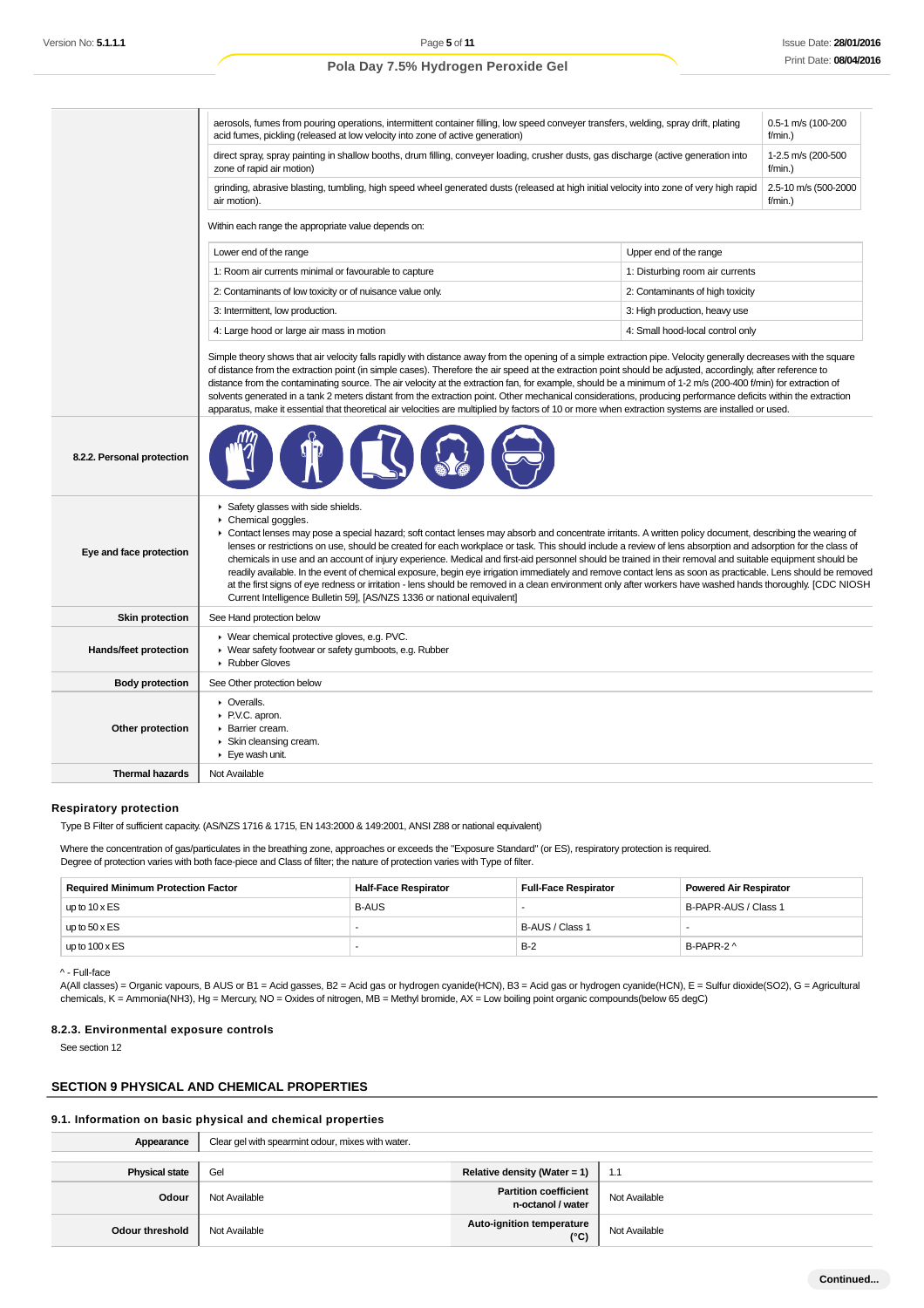| | | |
|---|---|---|
| | aerosols, fumes from pouring operations, intermittent container filling, low speed conveyer transfers, welding, spray drift, plating acid fumes, pickling (released at low velocity into zone of active generation) | 0.5-1 m/s (100-200 f/min.) |
| | direct spray, spray painting in shallow booths, drum filling, conveyer loading, crusher dusts, gas discharge (active generation into zone of rapid air motion) | 1-2.5 m/s (200-500 f/min.) |
| | grinding, abrasive blasting, tumbling, high speed wheel generated dusts (released at high initial velocity into zone of very high rapid air motion). | 2.5-10 m/s (500-2000 f/min.) |

Within each range the appropriate value depends on:

| Lower end of the range | Upper end of the range |
|---|---|
| 1: Room air currents minimal or favourable to capture | 1: Disturbing room air currents |
| 2: Contaminants of low toxicity or of nuisance value only. | 2: Contaminants of high toxicity |
| 3: Intermittent, low production. | 3: High production, heavy use |
| 4: Large hood or large air mass in motion | 4: Small hood-local control only |

Simple theory shows that air velocity falls rapidly with distance away from the opening of a simple extraction pipe. Velocity generally decreases with the square of distance from the extraction point (in simple cases). Therefore the air speed at the extraction point should be adjusted, accordingly, after reference to distance from the contaminating source. The air velocity at the extraction fan, for example, should be a minimum of 1-2 m/s (200-400 f/min) for extraction of solvents generated in a tank 2 meters distant from the extraction point. Other mechanical considerations, producing performance deficits within the extraction apparatus, make it essential that theoretical air velocities are multiplied by factors of 10 or more when extraction systems are installed or used.

| | |
|---|---|
| **8.2.2. Personal protection** | |
| **Eye and face protection** | ‣ Safety glasses with side shields.<br>‣ Chemical goggles.<br>‣ Contact lenses may pose a special hazard; soft contact lenses may absorb and concentrate irritants. A written policy document, describing the wearing of lenses or restrictions on use, should be created for each workplace or task. This should include a review of lens absorption and adsorption for the class of chemicals in use and an account of injury experience. Medical and first-aid personnel should be trained in their removal and suitable equipment should be readily available. In the event of chemical exposure, begin eye irrigation immediately and remove contact lens as soon as practicable. Lens should be removed at the first signs of eye redness or irritation - lens should be removed in a clean environment only after workers have washed hands thoroughly. [CDC NIOSH Current Intelligence Bulletin 59], [AS/NZS 1336 or national equivalent] |
| **Skin protection** | See Hand protection below |
| **Hands/feet protection** | ‣ Wear chemical protective gloves, e.g. PVC.<br>‣ Wear safety footwear or safety gumboots, e.g. Rubber<br>‣ Rubber Gloves |
| **Body protection** | See Other protection below |
| **Other protection** | ‣ Overalls.<br>‣ P.V.C. apron.<br>‣ Barrier cream.<br>‣ Skin cleansing cream.<br>‣ Eye wash unit. |
| **Thermal hazards** | Not Available |

### Respiratory protection

Type B Filter of sufficient capacity. (AS/NZS 1716 & 1715, EN 143:2000 & 149:2001, ANSI Z88 or national equivalent)

Where the concentration of gas/particulates in the breathing zone, approaches or exceeds the "Exposure Standard" (or ES), respiratory protection is required.
Degree of protection varies with both face-piece and Class of filter; the nature of protection varies with Type of filter.

| Required Minimum Protection Factor | Half-Face Respirator | Full-Face Respirator | Powered Air Respirator |
|---|---|---|---|
| up to 10 x ES | B-AUS | - | B-PAPR-AUS / Class 1 |
| up to 50 x ES | - | B-AUS / Class 1 | - |
| up to 100 x ES | - | B-2 | B-PAPR-2 ^ |

^ - Full-face
A(All classes) = Organic vapours, B AUS or B1 = Acid gasses, B2 = Acid gas or hydrogen cyanide(HCN), B3 = Acid gas or hydrogen cyanide(HCN), E = Sulfur dioxide(SO2), G = Agricultural chemicals, K = Ammonia(NH3), Hg = Mercury, NO = Oxides of nitrogen, MB = Methyl bromide, AX = Low boiling point organic compounds(below 65 degC)

### 8.2.3. Environmental exposure controls

See section 12

## SECTION 9 PHYSICAL AND CHEMICAL PROPERTIES

### 9.1. Information on basic physical and chemical properties

| | | | |
|---|---|---|---|
| **Appearance** | Clear gel with spearmint odour, mixes with water. | | |
| **Physical state** | Gel | **Relative density (Water = 1)** | 1.1 |
| **Odour** | Not Available | **Partition coefficient n-octanol / water** | Not Available |
| **Odour threshold** | Not Available | **Auto-ignition temperature (°C)** | Not Available |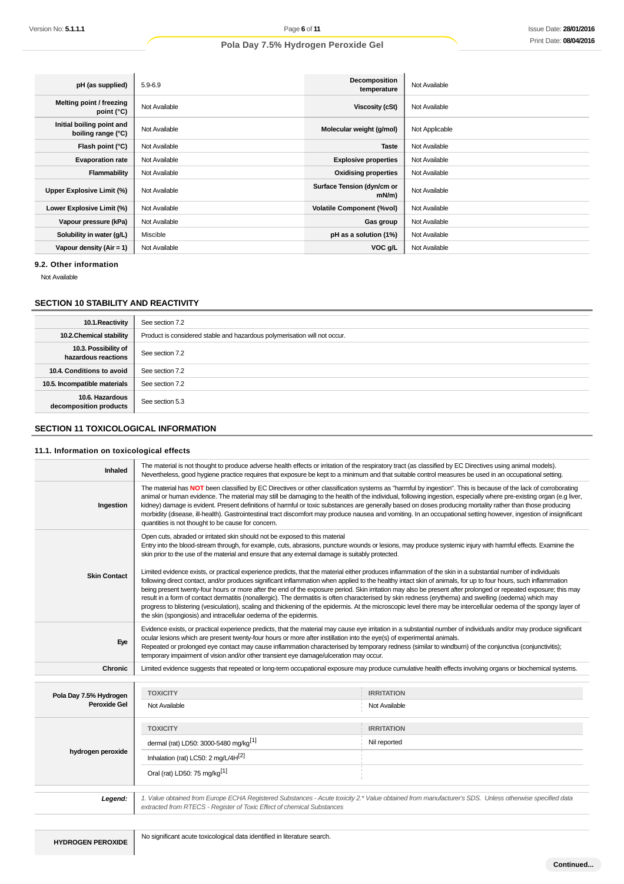| pH (as supplied) | 5.9-6.9 | Decomposition temperature | Not Available |
|---|---|---|---|
| Melting point / freezing point (°C) | Not Available | Viscosity (cSt) | Not Available |
| Initial boiling point and boiling range (°C) | Not Available | Molecular weight (g/mol) | Not Applicable |
| Flash point (°C) | Not Available | Taste | Not Available |
| Evaporation rate | Not Available | Explosive properties | Not Available |
| Flammability | Not Available | Oxidising properties | Not Available |
| Upper Explosive Limit (%) | Not Available | Surface Tension (dyn/cm or mN/m) | Not Available |
| Lower Explosive Limit (%) | Not Available | Volatile Component (%vol) | Not Available |
| Vapour pressure (kPa) | Not Available | Gas group | Not Available |
| Solubility in water (g/L) | Miscible | pH as a solution (1%) | Not Available |
| Vapour density (Air = 1) | Not Available | VOC g/L | Not Available |

### 9.2. Other information

Not Available

## SECTION 10 STABILITY AND REACTIVITY

| | |
|---|---|
| 10.1.Reactivity | See section 7.2 |
| 10.2.Chemical stability | Product is considered stable and hazardous polymerisation will not occur. |
| 10.3. Possibility of hazardous reactions | See section 7.2 |
| 10.4. Conditions to avoid | See section 7.2 |
| 10.5. Incompatible materials | See section 7.2 |
| 10.6. Hazardous decomposition products | See section 5.3 |

## SECTION 11 TOXICOLOGICAL INFORMATION

### 11.1. Information on toxicological effects

| | |
|---|---|
| Inhaled | The material is not thought to produce adverse health effects or irritation of the respiratory tract (as classified by EC Directives using animal models). Nevertheless, good hygiene practice requires that exposure be kept to a minimum and that suitable control measures be used in an occupational setting. |
| Ingestion | The material has **NOT** been classified by EC Directives or other classification systems as "harmful by ingestion". This is because of the lack of corroborating animal or human evidence. The material may still be damaging to the health of the individual, following ingestion, especially where pre-existing organ (e.g liver, kidney) damage is evident. Present definitions of harmful or toxic substances are generally based on doses producing mortality rather than those producing morbidity (disease, ill-health). Gastrointestinal tract discomfort may produce nausea and vomiting. In an occupational setting however, ingestion of insignificant quantities is not thought to be cause for concern. |
| Skin Contact | Open cuts, abraded or irritated skin should not be exposed to this material<br>Entry into the blood-stream through, for example, cuts, abrasions, puncture wounds or lesions, may produce systemic injury with harmful effects. Examine the skin prior to the use of the material and ensure that any external damage is suitably protected.<br><br>Limited evidence exists, or practical experience predicts, that the material either produces inflammation of the skin in a substantial number of individuals following direct contact, and/or produces significant inflammation when applied to the healthy intact skin of animals, for up to four hours, such inflammation being present twenty-four hours or more after the end of the exposure period. Skin irritation may also be present after prolonged or repeated exposure; this may result in a form of contact dermatitis (nonallergic). The dermatitis is often characterised by skin redness (erythema) and swelling (oedema) which may progress to blistering (vesiculation), scaling and thickening of the epidermis. At the microscopic level there may be intercellular oedema of the spongy layer of the skin (spongiosis) and intracellular oedema of the epidermis. |
| Eye | Evidence exists, or practical experience predicts, that the material may cause eye irritation in a substantial number of individuals and/or may produce significant ocular lesions which are present twenty-four hours or more after instillation into the eye(s) of experimental animals.<br>Repeated or prolonged eye contact may cause inflammation characterised by temporary redness (similar to windburn) of the conjunctiva (conjunctivitis); temporary impairment of vision and/or other transient eye damage/ulceration may occur. |
| Chronic | Limited evidence suggests that repeated or long-term occupational exposure may produce cumulative health effects involving organs or biochemical systems. |

| | TOXICITY | IRRITATION |
|---|---|---|
| Pola Day 7.5% Hydrogen Peroxide Gel | Not Available | Not Available |
| hydrogen peroxide | dermal (rat) LD50: 3000-5480 mg/kg[1] | Nil reported |
| | Inhalation (rat) LC50: 2 mg/L/4H[2] | |
| | Oral (rat) LD50: 75 mg/kg[1] | |
| ***Legend:*** | *1. Value obtained from Europe ECHA Registered Substances - Acute toxicity 2.\* Value obtained from manufacturer's SDS. Unless otherwise specified data extracted from RTECS - Register of Toxic Effect of chemical Substances* | |

| | |
|---|---|
| HYDROGEN PEROXIDE | No significant acute toxicological data identified in literature search. |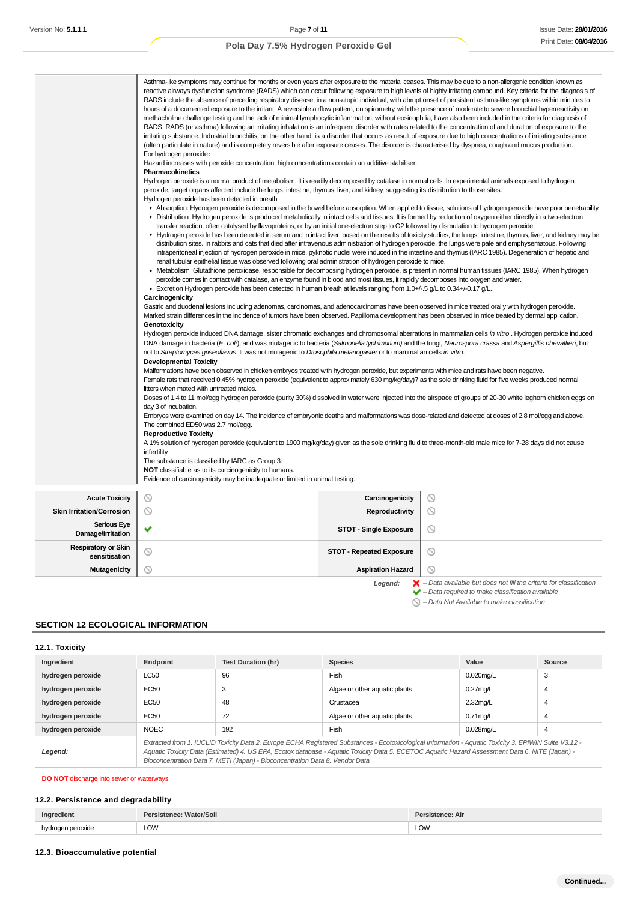Asthma-like symptoms may continue for months or even years after exposure to the material ceases. This may be due to a non-allergenic condition known as reactive airways dysfunction syndrome (RADS) which can occur following exposure to high levels of highly irritating compound. Key criteria for the diagnosis of RADS include the absence of preceding respiratory disease, in a non-atopic individual, with abrupt onset of persistent asthma-like symptoms within minutes to hours of a documented exposure to the irritant. A reversible airflow pattern, on spirometry, with the presence of moderate to severe bronchial hyperreactivity on methacholine challenge testing and the lack of minimal lymphocytic inflammation, without eosinophilia, have also been included in the criteria for diagnosis of RADS. RADS (or asthma) following an irritating inhalation is an infrequent disorder with rates related to the concentration of and duration of exposure to the irritating substance. Industrial bronchitis, on the other hand, is a disorder that occurs as result of exposure due to high concentrations of irritating substance (often particulate in nature) and is completely reversible after exposure ceases. The disorder is characterised by dyspnea, cough and mucus production.

For hydrogen peroxide**:**

Hazard increases with peroxide concentration, high concentrations contain an additive stabiliser.

**Pharmacokinetics**

Hydrogen peroxide is a normal product of metabolism. It is readily decomposed by catalase in normal cells. In experimental animals exposed to hydrogen peroxide, target organs affected include the lungs, intestine, thymus, liver, and kidney, suggesting its distribution to those sites.

Hydrogen peroxide has been detected in breath.

- Absorption: Hydrogen peroxide is decomposed in the bowel before absorption. When applied to tissue, solutions of hydrogen peroxide have poor penetrability.
- Distribution Hydrogen peroxide is produced metabolically in intact cells and tissues. It is formed by reduction of oxygen either directly in a two-electron transfer reaction, often catalysed by flavoproteins, or by an initial one-electron step to O2 followed by dismutation to hydrogen peroxide.
- Hydrogen peroxide has been detected in serum and in intact liver. based on the results of toxicity studies, the lungs, intestine, thymus, liver, and kidney may be distribution sites. In rabbits and cats that died after intravenous administration of hydrogen peroxide, the lungs were pale and emphysematous. Following intraperitoneal injection of hydrogen peroxide in mice, pyknotic nuclei were induced in the intestine and thymus (IARC 1985). Degeneration of hepatic and renal tubular epithelial tissue was observed following oral administration of hydrogen peroxide to mice.
- Metabolism Glutathione peroxidase, responsible for decomposing hydrogen peroxide, is present in normal human tissues (IARC 1985). When hydrogen peroxide comes in contact with catalase, an enzyme found in blood and most tissues, it rapidly decomposes into oxygen and water.
- Excretion Hydrogen peroxide has been detected in human breath at levels ranging from 1.0+/-.5 g/L to 0.34+/-0.17 g/L.

**Carcinogenicity**

Gastric and duodenal lesions including adenomas, carcinomas, and adenocarcinomas has been observed in mice treated orally with hydrogen peroxide.
Marked strain differences in the incidence of tumors have been observed. Papilloma development has been observed in mice treated by dermal application.

**Genotoxicity**

Hydrogen peroxide induced DNA damage, sister chromatid exchanges and chromosomal aberrations in mammalian cells *in vitro* . Hydrogen peroxide induced DNA damage in bacteria (*E. coli*), and was mutagenic to bacteria (*Salmonella typhimurium)* and the fungi, *Neurospora crassa* and *Aspergillis chevallieri*, but not to *Streptomyces griseoflavus*. It was not mutagenic to *Drosophila melanogaster* or to mammalian cells *in vitro*.

**Developmental Toxicity**

Malformations have been observed in chicken embryos treated with hydrogen peroxide, but experiments with mice and rats have been negative.

Female rats that received 0.45% hydrogen peroxide (equivalent to approximately 630 mg/kg/day)7 as the sole drinking fluid for five weeks produced normal litters when mated with untreated males.

Doses of 1.4 to 11 mol/egg hydrogen peroxide (purity 30%) dissolved in water were injected into the airspace of groups of 20-30 white leghorn chicken eggs on day 3 of incubation.

Embryos were examined on day 14. The incidence of embryonic deaths and malformations was dose-related and detected at doses of 2.8 mol/egg and above. The combined ED50 was 2.7 mol/egg.

**Reproductive Toxicity**

A 1% solution of hydrogen peroxide (equivalent to 1900 mg/kg/day) given as the sole drinking fluid to three-month-old male mice for 7-28 days did not cause infertility.

The substance is classified by IARC as Group 3:

**NOT** classifiable as to its carcinogenicity to humans.

Evidence of carcinogenicity may be inadequate or limited in animal testing.

| | | | |
|---|---|---|---|
| **Acute Toxicity** | ⃠ | **Carcinogenicity** | ⃠ |
| **Skin Irritation/Corrosion** | ⃠ | **Reproductivity** | ⃠ |
| **Serious Eye Damage/Irritation** | ✔ | **STOT - Single Exposure** | ⃠ |
| **Respiratory or Skin sensitisation** | ⃠ | **STOT - Repeated Exposure** | ⃠ |
| **Mutagenicity** | ⃠ | **Aspiration Hazard** | ⃠ |

*Legend:* ✘ *– Data available but does not fill the criteria for classification*
✔ *– Data required to make classification available*
⃠ *– Data Not Available to make classification*

## SECTION 12 ECOLOGICAL INFORMATION

### 12.1. Toxicity

| Ingredient | Endpoint | Test Duration (hr) | Species | Value | Source |
|---|---|---|---|---|---|
| **hydrogen peroxide** | LC50 | 96 | Fish | 0.020mg/L | 3 |
| **hydrogen peroxide** | EC50 | 3 | Algae or other aquatic plants | 0.27mg/L | 4 |
| **hydrogen peroxide** | EC50 | 48 | Crustacea | 2.32mg/L | 4 |
| **hydrogen peroxide** | EC50 | 72 | Algae or other aquatic plants | 0.71mg/L | 4 |
| **hydrogen peroxide** | NOEC | 192 | Fish | 0.028mg/L | 4 |
| ***Legend:*** | *Extracted from 1. IUCLID Toxicity Data 2. Europe ECHA Registered Substances - Ecotoxicological Information - Aquatic Toxicity 3. EPIWIN Suite V3.12 - Aquatic Toxicity Data (Estimated) 4. US EPA, Ecotox database - Aquatic Toxicity Data 5. ECETOC Aquatic Hazard Assessment Data 6. NITE (Japan) - Bioconcentration Data 7. METI (Japan) - Bioconcentration Data 8. Vendor Data* | | | | |

**DO NOT** discharge into sewer or waterways.

### 12.2. Persistence and degradability

| Ingredient | Persistence: Water/Soil | Persistence: Air |
|---|---|---|
| hydrogen peroxide | LOW | LOW |

### 12.3. Bioaccumulative potential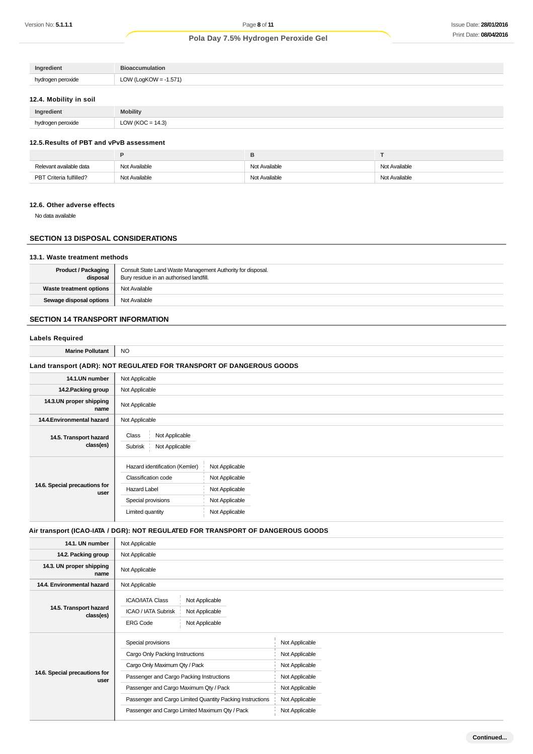| Ingredient | Bioaccumulation |
|---|---|
| hydrogen peroxide | LOW (LogKOW = -1.571) |

### 12.4. Mobility in soil

| Ingredient | Mobility |
|---|---|
| hydrogen peroxide | LOW (KOC = 14.3) |

### 12.5.Results of PBT and vPvB assessment

| | P | B | T |
|---|---|---|---|
| Relevant available data | Not Available | Not Available | Not Available |
| PBT Criteria fulfilled? | Not Available | Not Available | Not Available |

### 12.6. Other adverse effects

No data available

## SECTION 13 DISPOSAL CONSIDERATIONS

### 13.1. Waste treatment methods

| | |
|---|---|
| **Product / Packaging disposal** | Consult State Land Waste Management Authority for disposal.<br>Bury residue in an authorised landfill. |
| **Waste treatment options** | Not Available |
| **Sewage disposal options** | Not Available |

## SECTION 14 TRANSPORT INFORMATION

### Labels Required

| | |
|---|---|
| **Marine Pollutant** | NO |

### Land transport (ADR): NOT REGULATED FOR TRANSPORT OF DANGEROUS GOODS

| | |
|---|---|
| **14.1.UN number** | Not Applicable |
| **14.2.Packing group** | Not Applicable |
| **14.3.UN proper shipping name** | Not Applicable |
| **14.4.Environmental hazard** | Not Applicable |
| **14.5. Transport hazard class(es)** | Class: Not Applicable<br>Subrisk: Not Applicable |
| **14.6. Special precautions for user** | Hazard identification (Kemler): Not Applicable<br>Classification code: Not Applicable<br>Hazard Label: Not Applicable<br>Special provisions: Not Applicable<br>Limited quantity: Not Applicable |

### Air transport (ICAO-IATA / DGR): NOT REGULATED FOR TRANSPORT OF DANGEROUS GOODS

| | |
|---|---|
| **14.1. UN number** | Not Applicable |
| **14.2. Packing group** | Not Applicable |
| **14.3. UN proper shipping name** | Not Applicable |
| **14.4. Environmental hazard** | Not Applicable |
| **14.5. Transport hazard class(es)** | ICAO/IATA Class: Not Applicable<br>ICAO / IATA Subrisk: Not Applicable<br>ERG Code: Not Applicable |
| **14.6. Special precautions for user** | Special provisions: Not Applicable<br>Cargo Only Packing Instructions: Not Applicable<br>Cargo Only Maximum Qty / Pack: Not Applicable<br>Passenger and Cargo Packing Instructions: Not Applicable<br>Passenger and Cargo Maximum Qty / Pack: Not Applicable<br>Passenger and Cargo Limited Quantity Packing Instructions: Not Applicable<br>Passenger and Cargo Limited Maximum Qty / Pack: Not Applicable |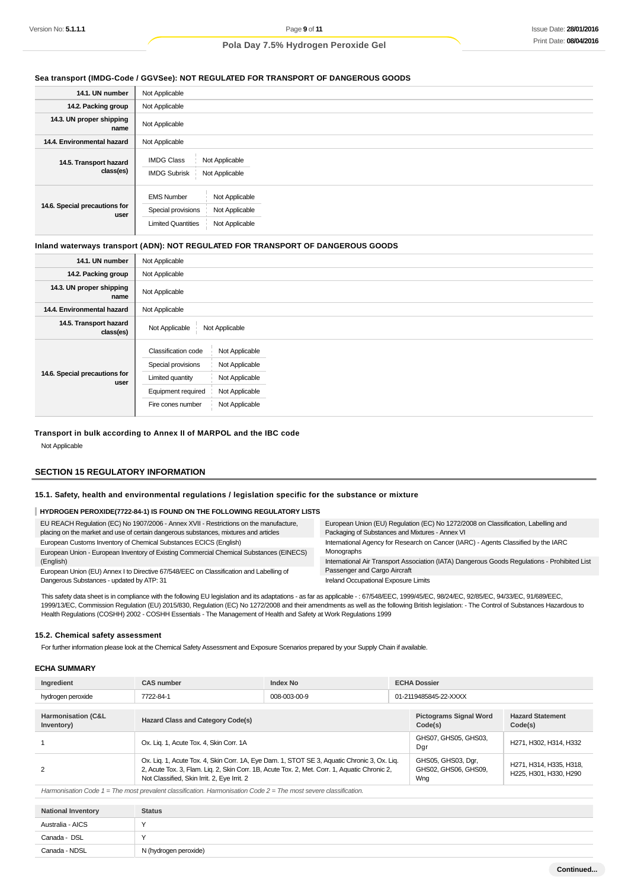### Sea transport (IMDG-Code / GGVSee): NOT REGULATED FOR TRANSPORT OF DANGEROUS GOODS

| | |
|---|---|
| 14.1. UN number | Not Applicable |
| 14.2. Packing group | Not Applicable |
| 14.3. UN proper shipping name | Not Applicable |
| 14.4. Environmental hazard | Not Applicable |
| 14.5. Transport hazard class(es) | IMDG Class: Not Applicable<br>IMDG Subrisk: Not Applicable |
| 14.6. Special precautions for user | EMS Number: Not Applicable<br>Special provisions: Not Applicable<br>Limited Quantities: Not Applicable |

### Inland waterways transport (ADN): NOT REGULATED FOR TRANSPORT OF DANGEROUS GOODS

| | |
|---|---|
| 14.1. UN number | Not Applicable |
| 14.2. Packing group | Not Applicable |
| 14.3. UN proper shipping name | Not Applicable |
| 14.4. Environmental hazard | Not Applicable |
| 14.5. Transport hazard class(es) | Not Applicable / Not Applicable |
| 14.6. Special precautions for user | Classification code: Not Applicable<br>Special provisions: Not Applicable<br>Limited quantity: Not Applicable<br>Equipment required: Not Applicable<br>Fire cones number: Not Applicable |

### Transport in bulk according to Annex II of MARPOL and the IBC code

Not Applicable

## SECTION 15 REGULATORY INFORMATION

### 15.1. Safety, health and environmental regulations / legislation specific for the substance or mixture

**HYDROGEN PEROXIDE(7722-84-1) IS FOUND ON THE FOLLOWING REGULATORY LISTS**

- EU REACH Regulation (EC) No 1907/2006 - Annex XVII - Restrictions on the manufacture, placing on the market and use of certain dangerous substances, mixtures and articles
- European Customs Inventory of Chemical Substances ECICS (English)
- European Union - European Inventory of Existing Commercial Chemical Substances (EINECS) (English)
- European Union (EU) Annex I to Directive 67/548/EEC on Classification and Labelling of Dangerous Substances - updated by ATP: 31
- European Union (EU) Regulation (EC) No 1272/2008 on Classification, Labelling and Packaging of Substances and Mixtures - Annex VI
- International Agency for Research on Cancer (IARC) - Agents Classified by the IARC Monographs
- International Air Transport Association (IATA) Dangerous Goods Regulations - Prohibited List Passenger and Cargo Aircraft
- Ireland Occupational Exposure Limits

This safety data sheet is in compliance with the following EU legislation and its adaptations - as far as applicable - : 67/548/EEC, 1999/45/EC, 98/24/EC, 92/85/EC, 94/33/EC, 91/689/EEC, 1999/13/EC, Commission Regulation (EU) 2015/830, Regulation (EC) No 1272/2008 and their amendments as well as the following British legislation: - The Control of Substances Hazardous to Health Regulations (COSHH) 2002 - COSHH Essentials - The Management of Health and Safety at Work Regulations 1999

### 15.2. Chemical safety assessment

For further information please look at the Chemical Safety Assessment and Exposure Scenarios prepared by your Supply Chain if available.

### ECHA SUMMARY

| Ingredient | CAS number | Index No | ECHA Dossier |
|---|---|---|---|
| hydrogen peroxide | 7722-84-1 | 008-003-00-9 | 01-2119485845-22-XXXX |

| Harmonisation (C&L Inventory) | Hazard Class and Category Code(s) | Pictograms Signal Word Code(s) | Hazard Statement Code(s) |
|---|---|---|---|
| 1 | Ox. Liq. 1, Acute Tox. 4, Skin Corr. 1A | GHS07, GHS05, GHS03, Dgr | H271, H302, H314, H332 |
| 2 | Ox. Liq. 1, Acute Tox. 4, Skin Corr. 1A, Eye Dam. 1, STOT SE 3, Aquatic Chronic 3, Ox. Liq. 2, Acute Tox. 3, Flam. Liq. 2, Skin Corr. 1B, Acute Tox. 2, Met. Corr. 1, Aquatic Chronic 2, Not Classified, Skin Irrit. 2, Eye Irrit. 2 | GHS05, GHS03, Dgr, GHS02, GHS06, GHS09, Wng | H271, H314, H335, H318, H225, H301, H330, H290 |

*Harmonisation Code 1 = The most prevalent classification. Harmonisation Code 2 = The most severe classification.*

| National Inventory | Status |
|---|---|
| Australia - AICS | Y |
| Canada - DSL | Y |
| Canada - NDSL | N (hydrogen peroxide) |

Continued...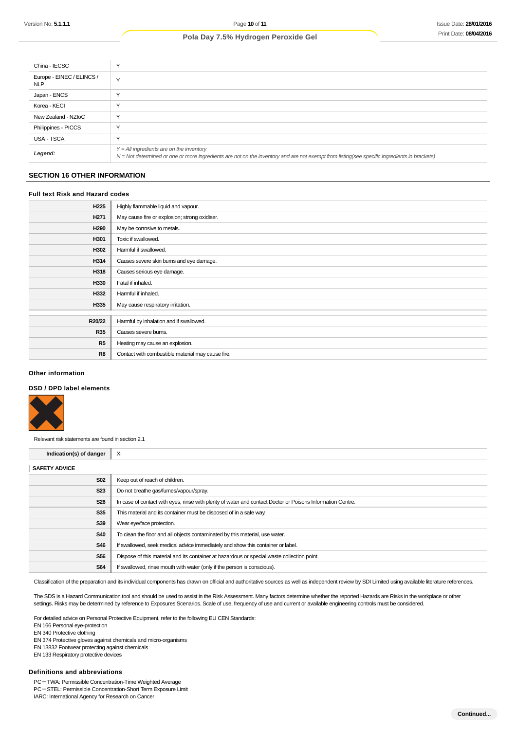| | |
|---|---|
| China - IECSC | Y |
| Europe - EINEC / ELINCS / NLP | Y |
| Japan - ENCS | Y |
| Korea - KECI | Y |
| New Zealand - NZIoC | Y |
| Philippines - PICCS | Y |
| USA - TSCA | Y |
| ***Legend:*** | *Y = All ingredients are on the inventory*<br>*N = Not determined or one or more ingredients are not on the inventory and are not exempt from listing(see specific ingredients in brackets)* |

## SECTION 16 OTHER INFORMATION

### Full text Risk and Hazard codes

| | |
|---|---|
| **H225** | Highly flammable liquid and vapour. |
| **H271** | May cause fire or explosion; strong oxidiser. |
| **H290** | May be corrosive to metals. |
| **H301** | Toxic if swallowed. |
| **H302** | Harmful if swallowed. |
| **H314** | Causes severe skin burns and eye damage. |
| **H318** | Causes serious eye damage. |
| **H330** | Fatal if inhaled. |
| **H332** | Harmful if inhaled. |
| **H335** | May cause respiratory irritation. |

| | |
|---|---|
| **R20/22** | Harmful by inhalation and if swallowed. |
| **R35** | Causes severe burns. |
| **R5** | Heating may cause an explosion. |
| **R8** | Contact with combustible material may cause fire. |

### Other information

### DSD / DPD label elements

Relevant risk statements are found in section 2.1

| | |
|---|---|
| **Indication(s) of danger** | Xi |

**SAFETY ADVICE**

| | |
|---|---|
| **S02** | Keep out of reach of children. |
| **S23** | Do not breathe gas/fumes/vapour/spray. |
| **S26** | In case of contact with eyes, rinse with plenty of water and contact Doctor or Poisons Information Centre. |
| **S35** | This material and its container must be disposed of in a safe way. |
| **S39** | Wear eye/face protection. |
| **S40** | To clean the floor and all objects contaminated by this material, use water. |
| **S46** | If swallowed, seek medical advice immediately and show this container or label. |
| **S56** | Dispose of this material and its container at hazardous or special waste collection point. |
| **S64** | If swallowed, rinse mouth with water (only if the person is conscious). |

Classification of the preparation and its individual components has drawn on official and authoritative sources as well as independent review by SDI Limited using available literature references.

The SDS is a Hazard Communication tool and should be used to assist in the Risk Assessment. Many factors determine whether the reported Hazards are Risks in the workplace or other settings. Risks may be determined by reference to Exposures Scenarios. Scale of use, frequency of use and current or available engineering controls must be considered.

For detailed advice on Personal Protective Equipment, refer to the following EU CEN Standards:
EN 166 Personal eye-protection
EN 340 Protective clothing
EN 374 Protective gloves against chemicals and micro-organisms
EN 13832 Footwear protecting against chemicals
EN 133 Respiratory protective devices

### Definitions and abbreviations

PC－TWA: Permissible Concentration-Time Weighted Average
PC－STEL: Permissible Concentration-Short Term Exposure Limit
IARC: International Agency for Research on Cancer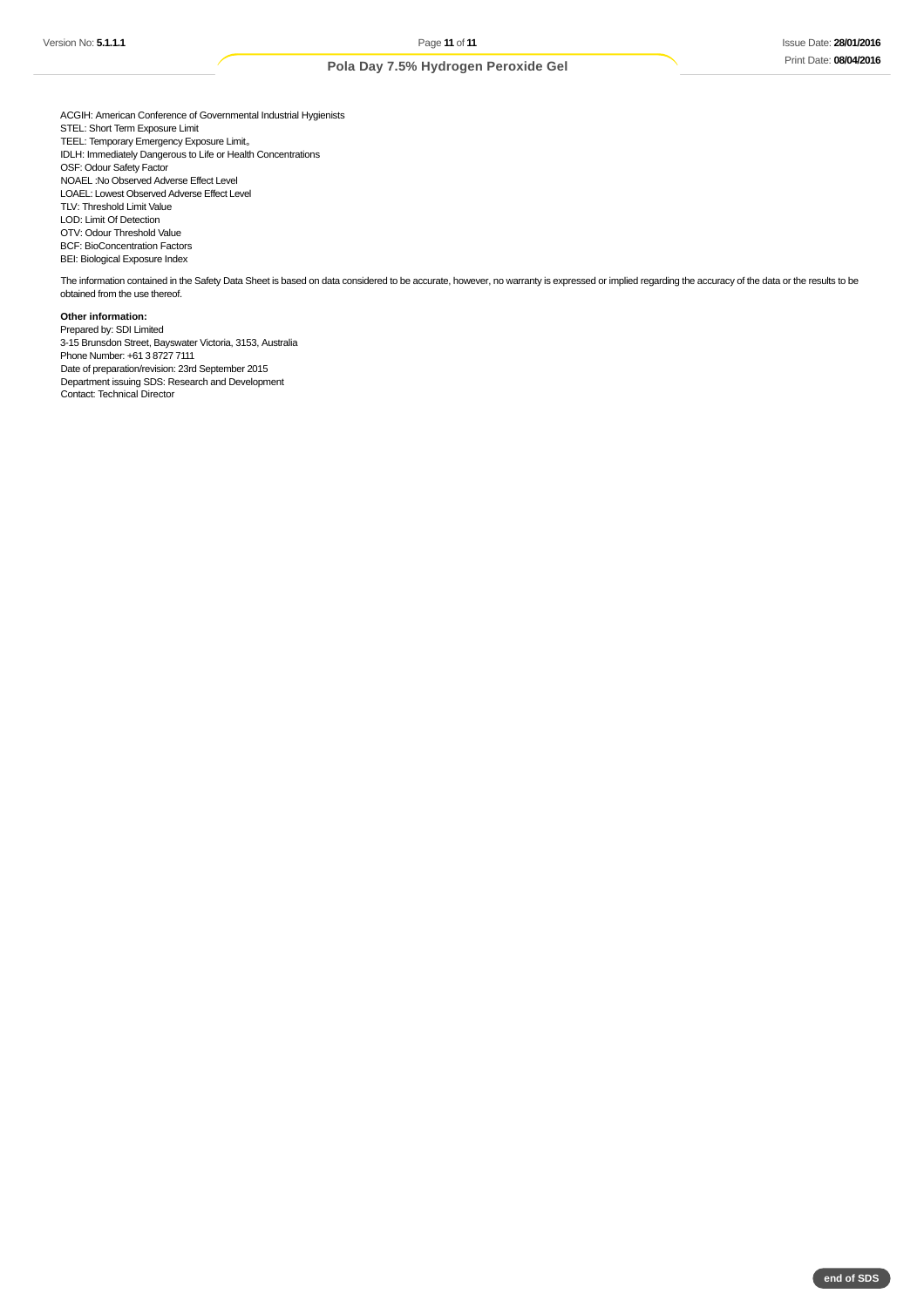ACGIH: American Conference of Governmental Industrial Hygienists
STEL: Short Term Exposure Limit
TEEL: Temporary Emergency Exposure Limit。
IDLH: Immediately Dangerous to Life or Health Concentrations
OSF: Odour Safety Factor
NOAEL :No Observed Adverse Effect Level
LOAEL: Lowest Observed Adverse Effect Level
TLV: Threshold Limit Value
LOD: Limit Of Detection
OTV: Odour Threshold Value
BCF: BioConcentration Factors
BEI: Biological Exposure Index

The information contained in the Safety Data Sheet is based on data considered to be accurate, however, no warranty is expressed or implied regarding the accuracy of the data or the results to be obtained from the use thereof.

**Other information:**
Prepared by: SDI Limited
3-15 Brunsdon Street, Bayswater Victoria, 3153, Australia
Phone Number: +61 3 8727 7111
Date of preparation/revision: 23rd September 2015
Department issuing SDS: Research and Development
Contact: Technical Director

**end of SDS**